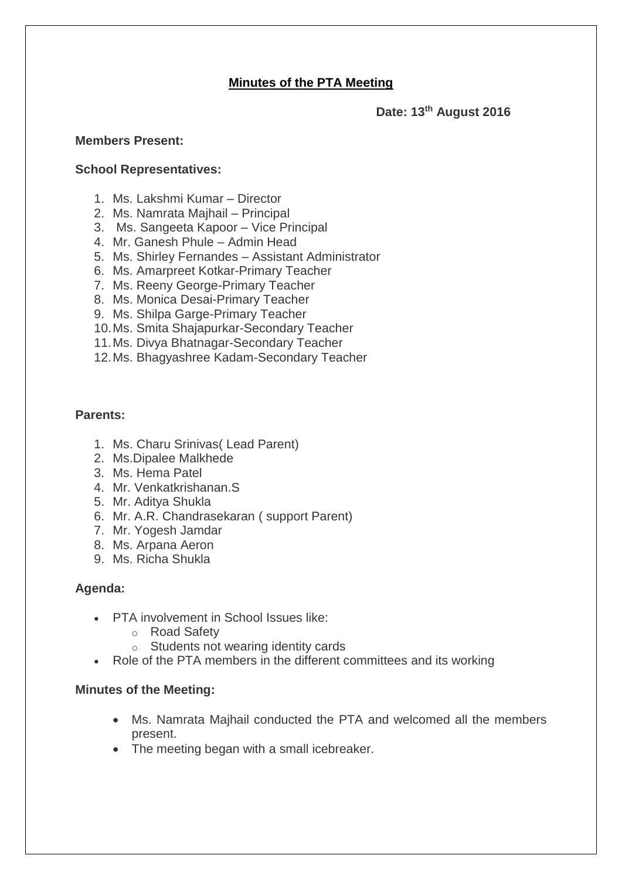# Minutes of the PTA Meeting

**Date: 13th August 2016**

**Members Present:**

**School Representatives:**

1. Ms. Lakshmi Kumar – Director
2. Ms. Namrata Majhail – Principal
3. Ms. Sangeeta Kapoor – Vice Principal
4. Mr. Ganesh Phule – Admin Head
5. Ms. Shirley Fernandes – Assistant Administrator
6. Ms. Amarpreet Kotkar-Primary Teacher
7. Ms. Reeny George-Primary Teacher
8. Ms. Monica Desai-Primary Teacher
9. Ms. Shilpa Garge-Primary Teacher
10. Ms. Smita Shajapurkar-Secondary Teacher
11. Ms. Divya Bhatnagar-Secondary Teacher
12. Ms. Bhagyashree Kadam-Secondary Teacher

**Parents:**

1. Ms. Charu Srinivas( Lead Parent)
2. Ms.Dipalee Malkhede
3. Ms. Hema Patel
4. Mr. Venkatkrishanan.S
5. Mr. Aditya Shukla
6. Mr. A.R. Chandrasekaran ( support Parent)
7. Mr. Yogesh Jamdar
8. Ms. Arpana Aeron
9. Ms. Richa Shukla

**Agenda:**

- PTA involvement in School Issues like:
  - Road Safety
  - Students not wearing identity cards
- Role of the PTA members in the different committees and its working

**Minutes of the Meeting:**

- Ms. Namrata Majhail conducted the PTA and welcomed all the members present.
- The meeting began with a small icebreaker.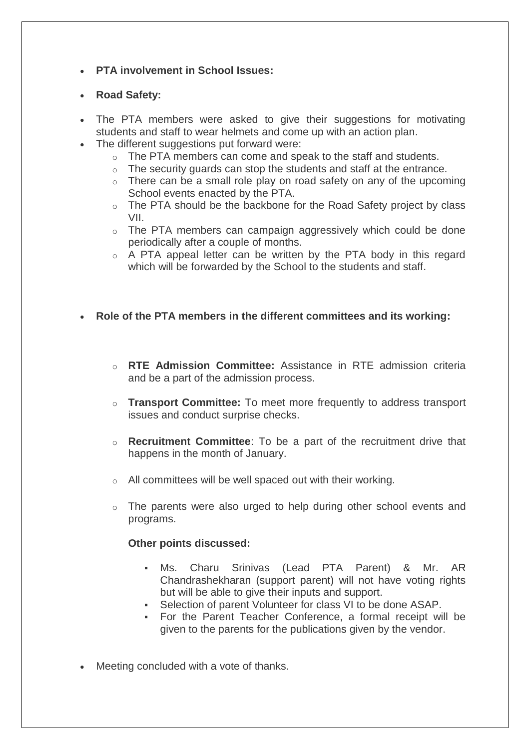- **PTA involvement in School Issues:**

- **Road Safety:**

- The PTA members were asked to give their suggestions for motivating students and staff to wear helmets and come up with an action plan.
- The different suggestions put forward were:
  - The PTA members can come and speak to the staff and students.
  - The security guards can stop the students and staff at the entrance.
  - There can be a small role play on road safety on any of the upcoming School events enacted by the PTA.
  - The PTA should be the backbone for the Road Safety project by class VII.
  - The PTA members can campaign aggressively which could be done periodically after a couple of months.
  - A PTA appeal letter can be written by the PTA body in this regard which will be forwarded by the School to the students and staff.

- **Role of the PTA members in the different committees and its working:**

  - **RTE Admission Committee:** Assistance in RTE admission criteria and be a part of the admission process.

  - **Transport Committee:** To meet more frequently to address transport issues and conduct surprise checks.

  - **Recruitment Committee**: To be a part of the recruitment drive that happens in the month of January.

  - All committees will be well spaced out with their working.

  - The parents were also urged to help during other school events and programs.

  **Other points discussed:**

    - Ms. Charu Srinivas (Lead PTA Parent) & Mr. AR Chandrashekharan (support parent) will not have voting rights but will be able to give their inputs and support.
    - Selection of parent Volunteer for class VI to be done ASAP.
    - For the Parent Teacher Conference, a formal receipt will be given to the parents for the publications given by the vendor.

- Meeting concluded with a vote of thanks.